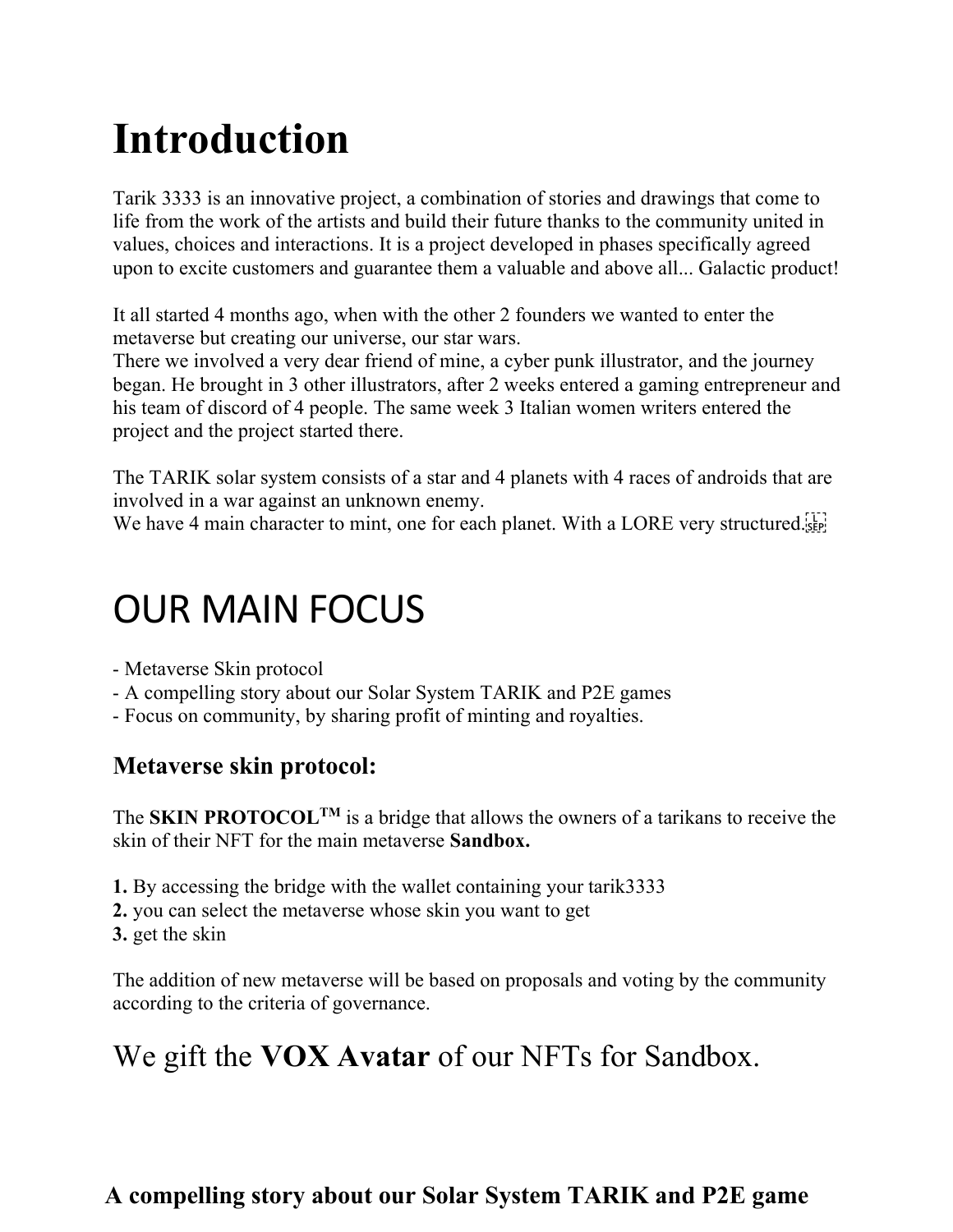# Introduction

Tarik 3333 is an innovative project, a combination of stories and drawings that come to life from the work of the artists and build their future thanks to the community united in values, choices and interactions. It is a project developed in phases specifically agreed upon to excite customers and guarantee them a valuable and above all... Galactic product!

It all started 4 months ago, when with the other 2 founders we wanted to enter the metaverse but creating our universe, our star wars.
There we involved a very dear friend of mine, a cyber punk illustrator, and the journey began. He brought in 3 other illustrators, after 2 weeks entered a gaming entrepreneur and his team of discord of 4 people. The same week 3 Italian women writers entered the project and the project started there.

The TARIK solar system consists of a star and 4 planets with 4 races of androids that are involved in a war against an unknown enemy.
We have 4 main character to mint, one for each planet. With a LORE very structured.

# OUR MAIN FOCUS

- Metaverse Skin protocol
- A compelling story about our Solar System TARIK and P2E games
- Focus on community, by sharing profit of minting and royalties.

### Metaverse skin protocol:

The **SKIN PROTOCOL™** is a bridge that allows the owners of a tarikans to receive the skin of their NFT for the main metaverse **Sandbox.**

**1.** By accessing the bridge with the wallet containing your tarik3333
**2.** you can select the metaverse whose skin you want to get
**3.** get the skin

The addition of new metaverse will be based on proposals and voting by the community according to the criteria of governance.

## We gift the **VOX Avatar** of our NFTs for Sandbox.

### A compelling story about our Solar System TARIK and P2E game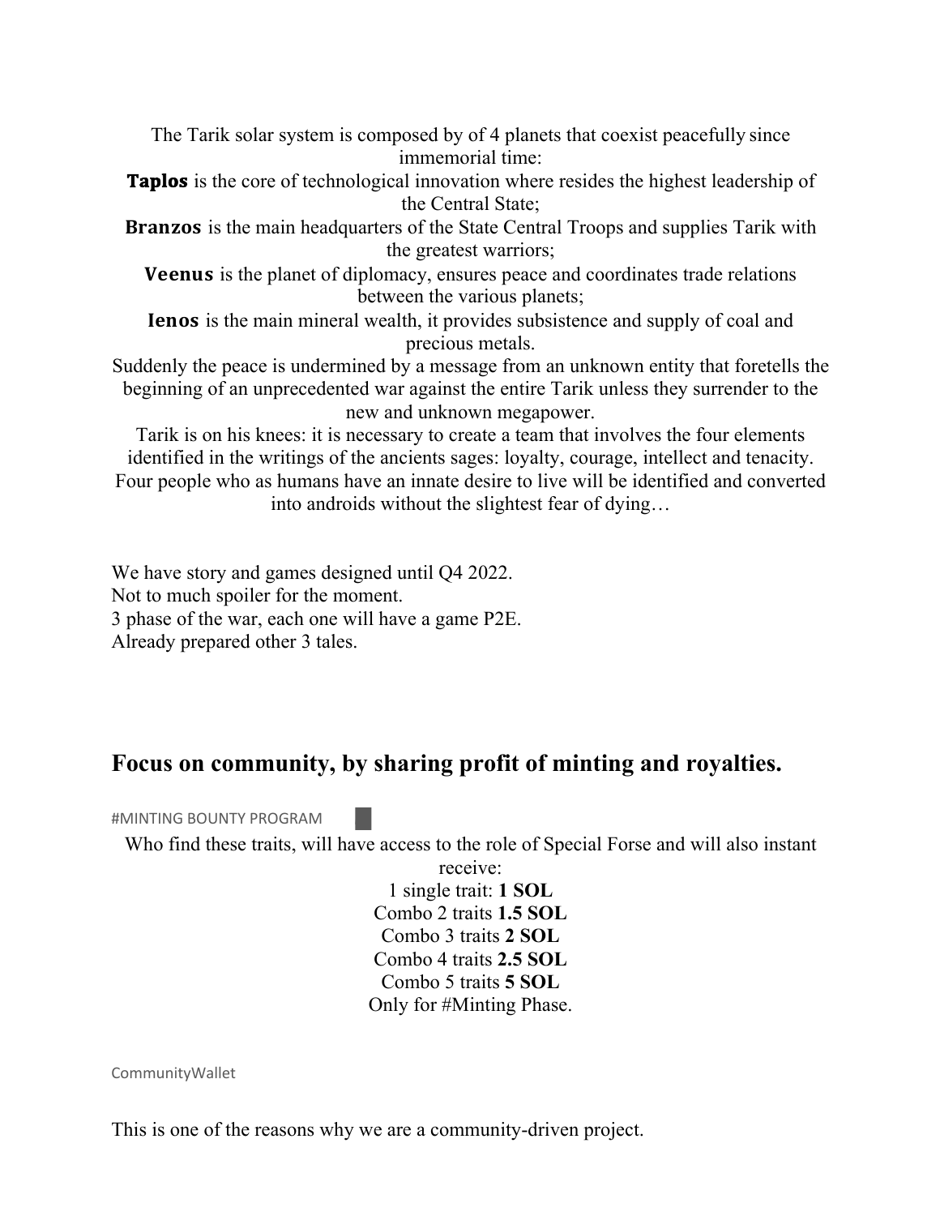The Tarik solar system is composed by of 4 planets that coexist peacefully since immemorial time:

**Taplos** is the core of technological innovation where resides the highest leadership of the Central State;

**Branzos** is the main headquarters of the State Central Troops and supplies Tarik with the greatest warriors;

**Veenus** is the planet of diplomacy, ensures peace and coordinates trade relations between the various planets;

**Ienos** is the main mineral wealth, it provides subsistence and supply of coal and precious metals.

Suddenly the peace is undermined by a message from an unknown entity that foretells the beginning of an unprecedented war against the entire Tarik unless they surrender to the new and unknown megapower.

Tarik is on his knees: it is necessary to create a team that involves the four elements identified in the writings of the ancients sages: loyalty, courage, intellect and tenacity.

Four people who as humans have an innate desire to live will be identified and converted into androids without the slightest fear of dying…

We have story and games designed until Q4 2022.
Not to much spoiler for the moment.
3 phase of the war, each one will have a game P2E.
Already prepared other 3 tales.

## Focus on community, by sharing profit of minting and royalties.

#MINTING BOUNTY PROGRAM

Who find these traits, will have access to the role of Special Forse and will also instant receive:

1 single trait: **1 SOL**
Combo 2 traits **1.5 SOL**
Combo 3 traits **2 SOL**
Combo 4 traits **2.5 SOL**
Combo 5 traits **5 SOL**
Only for #Minting Phase.

CommunityWallet

This is one of the reasons why we are a community-driven project.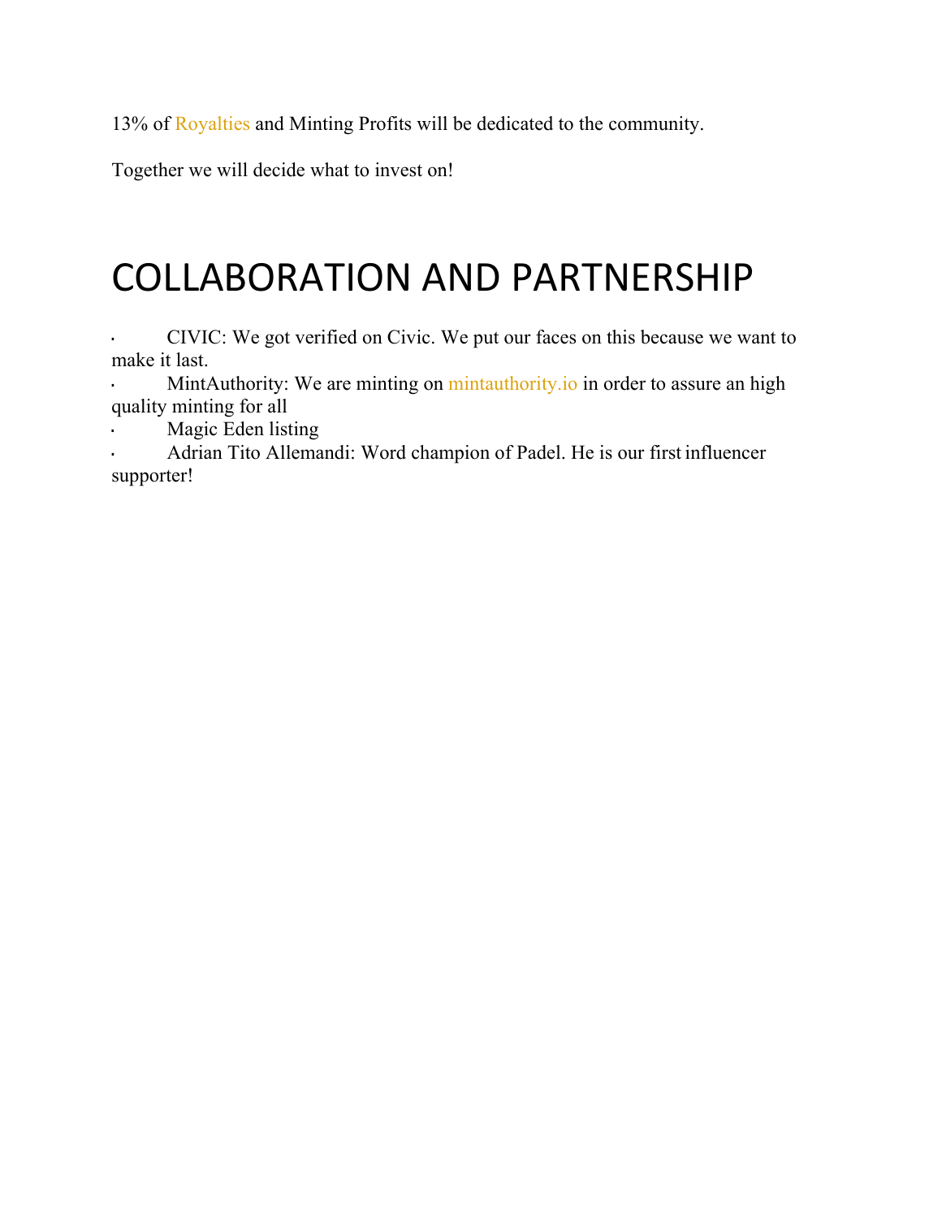13% of Royalties and Minting Profits will be dedicated to the community.

Together we will decide what to invest on!

# COLLABORATION AND PARTNERSHIP

- CIVIC: We got verified on Civic. We put our faces on this because we want to make it last.
- MintAuthority: We are minting on mintauthority.io in order to assure an high quality minting for all
- Magic Eden listing
- Adrian Tito Allemandi: Word champion of Padel. He is our first influencer supporter!